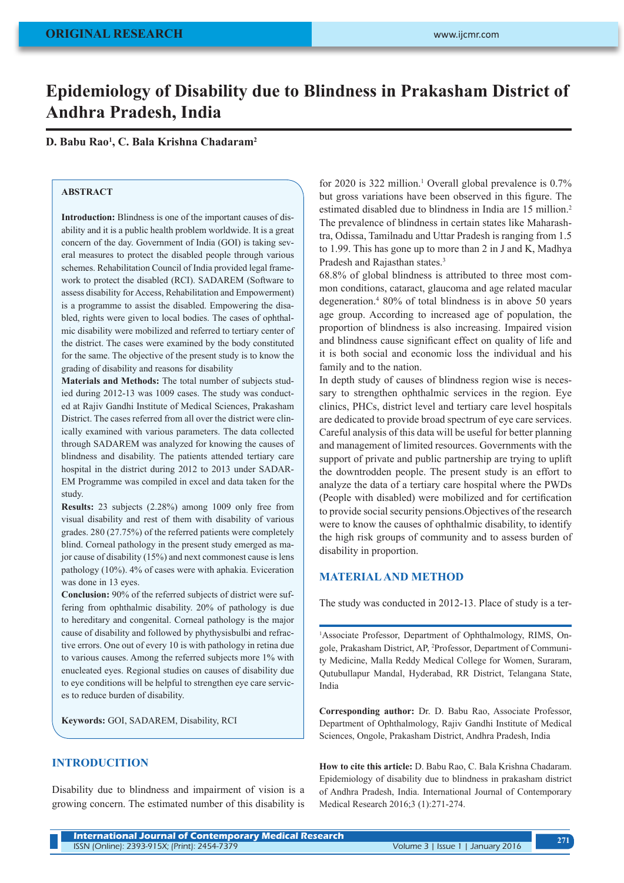ORIGINAL RESEARCH

# Epidemiology of Disability due to Blindness in Prakasham District of Andhra Pradesh, India

**D. Babu Rao[1], C. Bala Krishna Chadaram[2]**

## ABSTRACT

**Introduction:** Blindness is one of the important causes of disability and it is a public health problem worldwide. It is a great concern of the day. Government of India (GOI) is taking several measures to protect the disabled people through various schemes. Rehabilitation Council of India provided legal framework to protect the disabled (RCI). SADAREM (Software to assess disability for Access, Rehabilitation and Empowerment) is a programme to assist the disabled. Empowering the disabled, rights were given to local bodies. The cases of ophthalmic disability were mobilized and referred to tertiary center of the district. The cases were examined by the body constituted for the same. The objective of the present study is to know the grading of disability and reasons for disability

**Materials and Methods:** The total number of subjects studied during 2012-13 was 1009 cases. The study was conducted at Rajiv Gandhi Institute of Medical Sciences, Prakasham District. The cases referred from all over the district were clinically examined with various parameters. The data collected through SADAREM was analyzed for knowing the causes of blindness and disability. The patients attended tertiary care hospital in the district during 2012 to 2013 under SADAREM Programme was compiled in excel and data taken for the study.

**Results:** 23 subjects (2.28%) among 1009 only free from visual disability and rest of them with disability of various grades. 280 (27.75%) of the referred patients were completely blind. Corneal pathology in the present study emerged as major cause of disability (15%) and next commonest cause is lens pathology (10%). 4% of cases were with aphakia. Eviceration was done in 13 eyes.

**Conclusion:** 90% of the referred subjects of district were suffering from ophthalmic disability. 20% of pathology is due to hereditary and congenital. Corneal pathology is the major cause of disability and followed by phythysisbulbi and refractive errors. One out of every 10 is with pathology in retina due to various causes. Among the referred subjects more 1% with enucleated eyes. Regional studies on causes of disability due to eye conditions will be helpful to strengthen eye care services to reduce burden of disability.

**Keywords:** GOI, SADAREM, Disability, RCI

## INTRODUCITION

Disability due to blindness and impairment of vision is a growing concern. The estimated number of this disability is for 2020 is 322 million.[1] Overall global prevalence is 0.7% but gross variations have been observed in this figure. The estimated disabled due to blindness in India are 15 million.[2] The prevalence of blindness in certain states like Maharashtra, Odissa, Tamilnadu and Uttar Pradesh is ranging from 1.5 to 1.99. This has gone up to more than 2 in J and K, Madhya Pradesh and Rajasthan states.[3]

68.8% of global blindness is attributed to three most common conditions, cataract, glaucoma and age related macular degeneration.[4] 80% of total blindness is in above 50 years age group. According to increased age of population, the proportion of blindness is also increasing. Impaired vision and blindness cause significant effect on quality of life and it is both social and economic loss the individual and his family and to the nation.

In depth study of causes of blindness region wise is necessary to strengthen ophthalmic services in the region. Eye clinics, PHCs, district level and tertiary care level hospitals are dedicated to provide broad spectrum of eye care services. Careful analysis of this data will be useful for better planning and management of limited resources. Governments with the support of private and public partnership are trying to uplift the downtrodden people. The present study is an effort to analyze the data of a tertiary care hospital where the PWDs (People with disabled) were mobilized and for certification to provide social security pensions.Objectives of the research were to know the causes of ophthalmic disability, to identify the high risk groups of community and to assess burden of disability in proportion.

## MATERIAL AND METHOD

The study was conducted in 2012-13. Place of study is a ter-

[1]Associate Professor, Department of Ophthalmology, RIMS, Ongole, Prakasham District, AP, [2]Professor, Department of Community Medicine, Malla Reddy Medical College for Women, Suraram, Qutubullapur Mandal, Hyderabad, RR District, Telangana State, India

**Corresponding author:** Dr. D. Babu Rao, Associate Professor, Department of Ophthalmology, Rajiv Gandhi Institute of Medical Sciences, Ongole, Prakasham District, Andhra Pradesh, India

**How to cite this article:** D. Babu Rao, C. Bala Krishna Chadaram. Epidemiology of disability due to blindness in prakasham district of Andhra Pradesh, India. International Journal of Contemporary Medical Research 2016;3 (1):271-274.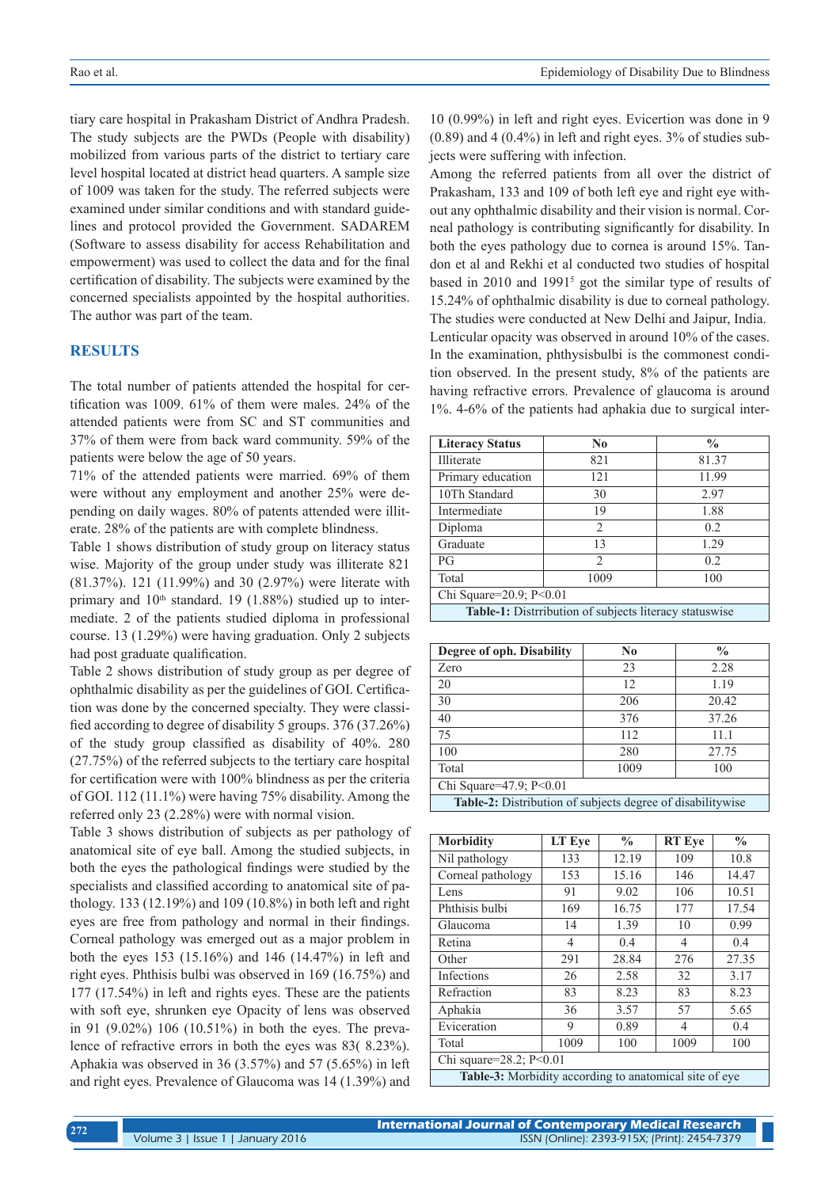tiary care hospital in Prakasham District of Andhra Pradesh. The study subjects are the PWDs (People with disability) mobilized from various parts of the district to tertiary care level hospital located at district head quarters. A sample size of 1009 was taken for the study. The referred subjects were examined under similar conditions and with standard guidelines and protocol provided the Government. SADAREM (Software to assess disability for access Rehabilitation and empowerment) was used to collect the data and for the final certification of disability. The subjects were examined by the concerned specialists appointed by the hospital authorities. The author was part of the team.

## RESULTS

The total number of patients attended the hospital for certification was 1009. 61% of them were males. 24% of the attended patients were from SC and ST communities and 37% of them were from back ward community. 59% of the patients were below the age of 50 years.

71% of the attended patients were married. 69% of them were without any employment and another 25% were depending on daily wages. 80% of patents attended were illiterate. 28% of the patients are with complete blindness.

Table 1 shows distribution of study group on literacy status wise. Majority of the group under study was illiterate 821 (81.37%). 121 (11.99%) and 30 (2.97%) were literate with primary and 10th standard. 19 (1.88%) studied up to intermediate. 2 of the patients studied diploma in professional course. 13 (1.29%) were having graduation. Only 2 subjects had post graduate qualification.

Table 2 shows distribution of study group as per degree of ophthalmic disability as per the guidelines of GOI. Certification was done by the concerned specialty. They were classified according to degree of disability 5 groups. 376 (37.26%) of the study group classified as disability of 40%. 280 (27.75%) of the referred subjects to the tertiary care hospital for certification were with 100% blindness as per the criteria of GOI. 112 (11.1%) were having 75% disability. Among the referred only 23 (2.28%) were with normal vision.

Table 3 shows distribution of subjects as per pathology of anatomical site of eye ball. Among the studied subjects, in both the eyes the pathological findings were studied by the specialists and classified according to anatomical site of pathology. 133 (12.19%) and 109 (10.8%) in both left and right eyes are free from pathology and normal in their findings. Corneal pathology was emerged out as a major problem in both the eyes 153 (15.16%) and 146 (14.47%) in left and right eyes. Phthisis bulbi was observed in 169 (16.75%) and 177 (17.54%) in left and rights eyes. These are the patients with soft eye, shrunken eye Opacity of lens was observed in 91 (9.02%) 106 (10.51%) in both the eyes. The prevalence of refractive errors in both the eyes was 83( 8.23%). Aphakia was observed in 36 (3.57%) and 57 (5.65%) in left and right eyes. Prevalence of Glaucoma was 14 (1.39%) and 10 (0.99%) in left and right eyes. Evicertion was done in 9 (0.89) and 4 (0.4%) in left and right eyes. 3% of studies subjects were suffering with infection.

Among the referred patients from all over the district of Prakasham, 133 and 109 of both left eye and right eye without any ophthalmic disability and their vision is normal. Corneal pathology is contributing significantly for disability. In both the eyes pathology due to cornea is around 15%. Tandon et al and Rekhi et al conducted two studies of hospital based in 2010 and 1991[5] got the similar type of results of 15.24% of ophthalmic disability is due to corneal pathology. The studies were conducted at New Delhi and Jaipur, India.

Lenticular opacity was observed in around 10% of the cases. In the examination, phthysisbulbi is the commonest condition observed. In the present study, 8% of the patients are having refractive errors. Prevalence of glaucoma is around 1%. 4-6% of the patients had aphakia due to surgical inter-

| Literacy Status | No | % |
|---|---|---|
| Illiterate | 821 | 81.37 |
| Primary education | 121 | 11.99 |
| 10Th Standard | 30 | 2.97 |
| Intermediate | 19 | 1.88 |
| Diploma | 2 | 0.2 |
| Graduate | 13 | 1.29 |
| PG | 2 | 0.2 |
| Total | 1009 | 100 |
| Chi Square=20.9; P<0.01 | | |

**Table-1:** Distrribution of subjects literacy statuswise

| Degree of oph. Disability | No | % |
|---|---|---|
| Zero | 23 | 2.28 |
| 20 | 12 | 1.19 |
| 30 | 206 | 20.42 |
| 40 | 376 | 37.26 |
| 75 | 112 | 11.1 |
| 100 | 280 | 27.75 |
| Total | 1009 | 100 |
| Chi Square=47.9; P<0.01 | | |

**Table-2:** Distribution of subjects degree of disabilitywise

| Morbidity | LT Eye | % | RT Eye | % |
|---|---|---|---|---|
| Nil pathology | 133 | 12.19 | 109 | 10.8 |
| Corneal pathology | 153 | 15.16 | 146 | 14.47 |
| Lens | 91 | 9.02 | 106 | 10.51 |
| Phthisis bulbi | 169 | 16.75 | 177 | 17.54 |
| Glaucoma | 14 | 1.39 | 10 | 0.99 |
| Retina | 4 | 0.4 | 4 | 0.4 |
| Other | 291 | 28.84 | 276 | 27.35 |
| Infections | 26 | 2.58 | 32 | 3.17 |
| Refraction | 83 | 8.23 | 83 | 8.23 |
| Aphakia | 36 | 3.57 | 57 | 5.65 |
| Eviceration | 9 | 0.89 | 4 | 0.4 |
| Total | 1009 | 100 | 1009 | 100 |
| Chi square=28.2; P<0.01 | | | | |

**Table-3:** Morbidity according to anatomical site of eye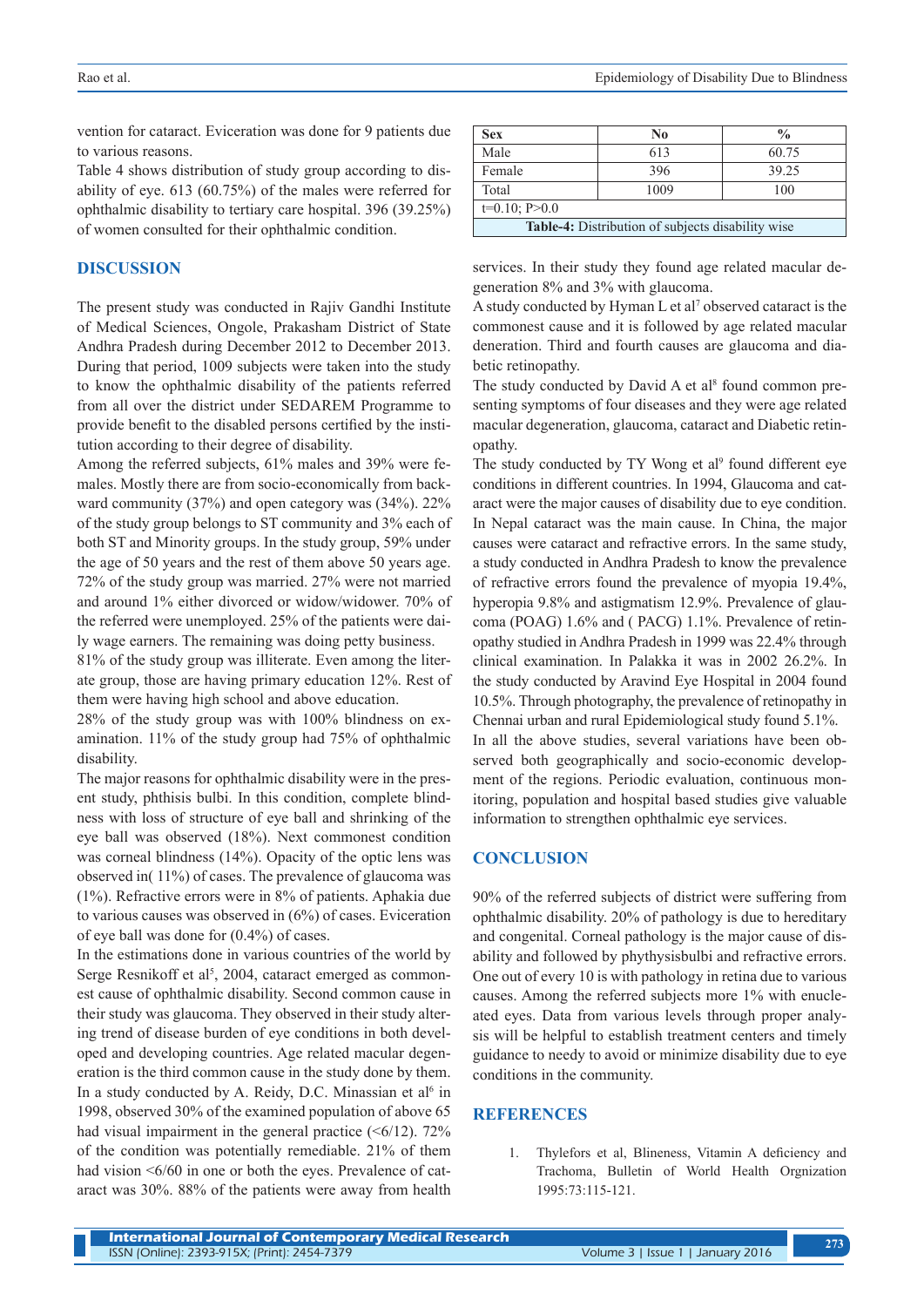vention for cataract. Eviceration was done for 9 patients due to various reasons.

Table 4 shows distribution of study group according to disability of eye. 613 (60.75%) of the males were referred for ophthalmic disability to tertiary care hospital. 396 (39.25%) of women consulted for their ophthalmic condition.

| Sex | No | % |
|---|---|---|
| Male | 613 | 60.75 |
| Female | 396 | 39.25 |
| Total | 1009 | 100 |
| t=0.10; P>0.0 | | |

**Table-4:** Distribution of subjects disability wise

## DISCUSSION

The present study was conducted in Rajiv Gandhi Institute of Medical Sciences, Ongole, Prakasham District of State Andhra Pradesh during December 2012 to December 2013. During that period, 1009 subjects were taken into the study to know the ophthalmic disability of the patients referred from all over the district under SEDAREM Programme to provide benefit to the disabled persons certified by the institution according to their degree of disability.

Among the referred subjects, 61% males and 39% were females. Mostly there are from socio-economically from backward community (37%) and open category was (34%). 22% of the study group belongs to ST community and 3% each of both ST and Minority groups. In the study group, 59% under the age of 50 years and the rest of them above 50 years age. 72% of the study group was married. 27% were not married and around 1% either divorced or widow/widower. 70% of the referred were unemployed. 25% of the patients were daily wage earners. The remaining was doing petty business.

81% of the study group was illiterate. Even among the literate group, those are having primary education 12%. Rest of them were having high school and above education.

28% of the study group was with 100% blindness on examination. 11% of the study group had 75% of ophthalmic disability.

The major reasons for ophthalmic disability were in the present study, phthisis bulbi. In this condition, complete blindness with loss of structure of eye ball and shrinking of the eye ball was observed (18%). Next commonest condition was corneal blindness (14%). Opacity of the optic lens was observed in( 11%) of cases. The prevalence of glaucoma was (1%). Refractive errors were in 8% of patients. Aphakia due to various causes was observed in (6%) of cases. Eviceration of eye ball was done for (0.4%) of cases.

In the estimations done in various countries of the world by Serge Resnikoff et al[5], 2004, cataract emerged as commonest cause of ophthalmic disability. Second common cause in their study was glaucoma. They observed in their study altering trend of disease burden of eye conditions in both developed and developing countries. Age related macular degeneration is the third common cause in the study done by them. In a study conducted by A. Reidy, D.C. Minassian et al[6] in 1998, observed 30% of the examined population of above 65 had visual impairment in the general practice (<6/12). 72% of the condition was potentially remediable. 21% of them had vision <6/60 in one or both the eyes. Prevalence of cataract was 30%. 88% of the patients were away from health services. In their study they found age related macular degeneration 8% and 3% with glaucoma.

A study conducted by Hyman L et al[7] observed cataract is the commonest cause and it is followed by age related macular deneration. Third and fourth causes are glaucoma and diabetic retinopathy.

The study conducted by David A et al[8] found common presenting symptoms of four diseases and they were age related macular degeneration, glaucoma, cataract and Diabetic retinopathy.

The study conducted by TY Wong et al[9] found different eye conditions in different countries. In 1994, Glaucoma and cataract were the major causes of disability due to eye condition. In Nepal cataract was the main cause. In China, the major causes were cataract and refractive errors. In the same study, a study conducted in Andhra Pradesh to know the prevalence of refractive errors found the prevalence of myopia 19.4%, hyperopia 9.8% and astigmatism 12.9%. Prevalence of glaucoma (POAG) 1.6% and ( PACG) 1.1%. Prevalence of retinopathy studied in Andhra Pradesh in 1999 was 22.4% through clinical examination. In Palakka it was in 2002 26.2%. In the study conducted by Aravind Eye Hospital in 2004 found 10.5%. Through photography, the prevalence of retinopathy in Chennai urban and rural Epidemiological study found 5.1%.

In all the above studies, several variations have been observed both geographically and socio-economic development of the regions. Periodic evaluation, continuous monitoring, population and hospital based studies give valuable information to strengthen ophthalmic eye services.

## CONCLUSION

90% of the referred subjects of district were suffering from ophthalmic disability. 20% of pathology is due to hereditary and congenital. Corneal pathology is the major cause of disability and followed by phythysisbulbi and refractive errors. One out of every 10 is with pathology in retina due to various causes. Among the referred subjects more 1% with enucleated eyes. Data from various levels through proper analysis will be helpful to establish treatment centers and timely guidance to needy to avoid or minimize disability due to eye conditions in the community.

## REFERENCES

1. Thylefors et al, Blineness, Vitamin A deficiency and Trachoma, Bulletin of World Health Orgnization 1995:73:115-121.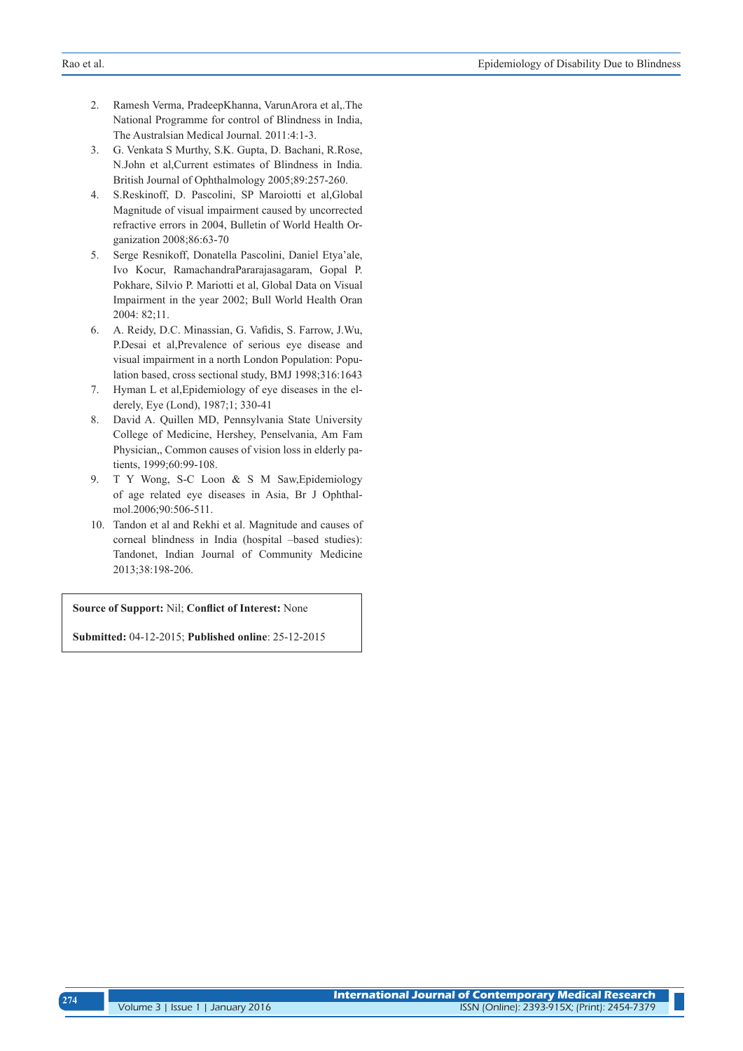2. Ramesh Verma, PradeepKhanna, VarunArora et al,.The National Programme for control of Blindness in India, The Australsian Medical Journal. 2011:4:1-3.
3. G. Venkata S Murthy, S.K. Gupta, D. Bachani, R.Rose, N.John et al,Current estimates of Blindness in India. British Journal of Ophthalmology 2005;89:257-260.
4. S.Reskinoff, D. Pascolini, SP Maroiotti et al,Global Magnitude of visual impairment caused by uncorrected refractive errors in 2004, Bulletin of World Health Organization 2008;86:63-70
5. Serge Resnikoff, Donatella Pascolini, Daniel Etya'ale, Ivo Kocur, RamachandraPararajasagaram, Gopal P. Pokhare, Silvio P. Mariotti et al, Global Data on Visual Impairment in the year 2002; Bull World Health Oran 2004: 82;11.
6. A. Reidy, D.C. Minassian, G. Vafidis, S. Farrow, J.Wu, P.Desai et al,Prevalence of serious eye disease and visual impairment in a north London Population: Population based, cross sectional study, BMJ 1998;316:1643
7. Hyman L et al,Epidemiology of eye diseases in the elderely, Eye (Lond), 1987;1; 330-41
8. David A. Quillen MD, Pennsylvania State University College of Medicine, Hershey, Penselvania, Am Fam Physician,, Common causes of vision loss in elderly patients, 1999;60:99-108.
9. T Y Wong, S-C Loon & S M Saw,Epidemiology of age related eye diseases in Asia, Br J Ophthalmol.2006;90:506-511.
10. Tandon et al and Rekhi et al. Magnitude and causes of corneal blindness in India (hospital –based studies): Tandonet, Indian Journal of Community Medicine 2013;38:198-206.

**Source of Support:** Nil; **Conflict of Interest:** None

**Submitted:** 04-12-2015; **Published online**: 25-12-2015